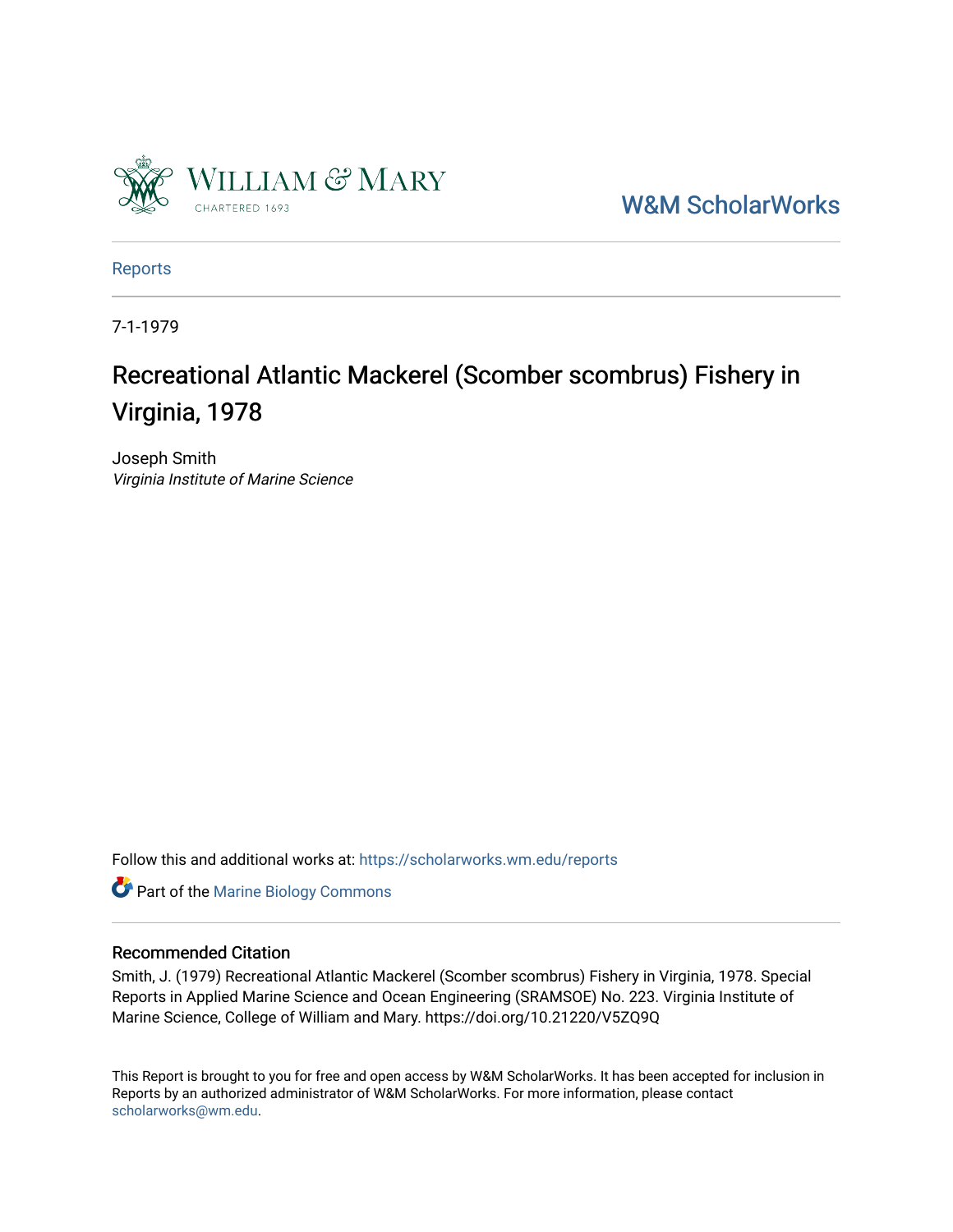William & Mary
CHARTERED 1693

W&M ScholarWorks

Reports

7-1-1979

# Recreational Atlantic Mackerel (Scomber scombrus) Fishery in Virginia, 1978

Joseph Smith
*Virginia Institute of Marine Science*

Follow this and additional works at: https://scholarworks.wm.edu/reports

Part of the Marine Biology Commons

## Recommended Citation

Smith, J. (1979) Recreational Atlantic Mackerel (Scomber scombrus) Fishery in Virginia, 1978. Special Reports in Applied Marine Science and Ocean Engineering (SRAMSOE) No. 223. Virginia Institute of Marine Science, College of William and Mary. https://doi.org/10.21220/V5ZQ9Q

This Report is brought to you for free and open access by W&M ScholarWorks. It has been accepted for inclusion in Reports by an authorized administrator of W&M ScholarWorks. For more information, please contact scholarworks@wm.edu.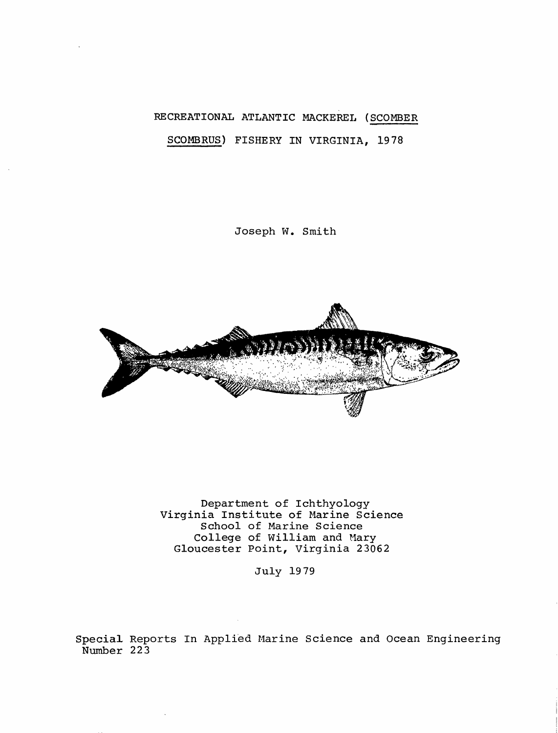RECREATIONAL ATLANTIC MACKEREL (*SCOMBER SCOMBRUS*) FISHERY IN VIRGINIA, 1978

Joseph W. Smith

Department of Ichthyology
Virginia Institute of Marine Science
School of Marine Science
College of William and Mary
Gloucester Point, Virginia 23062

July 1979

Special Reports In Applied Marine Science and Ocean Engineering
Number 223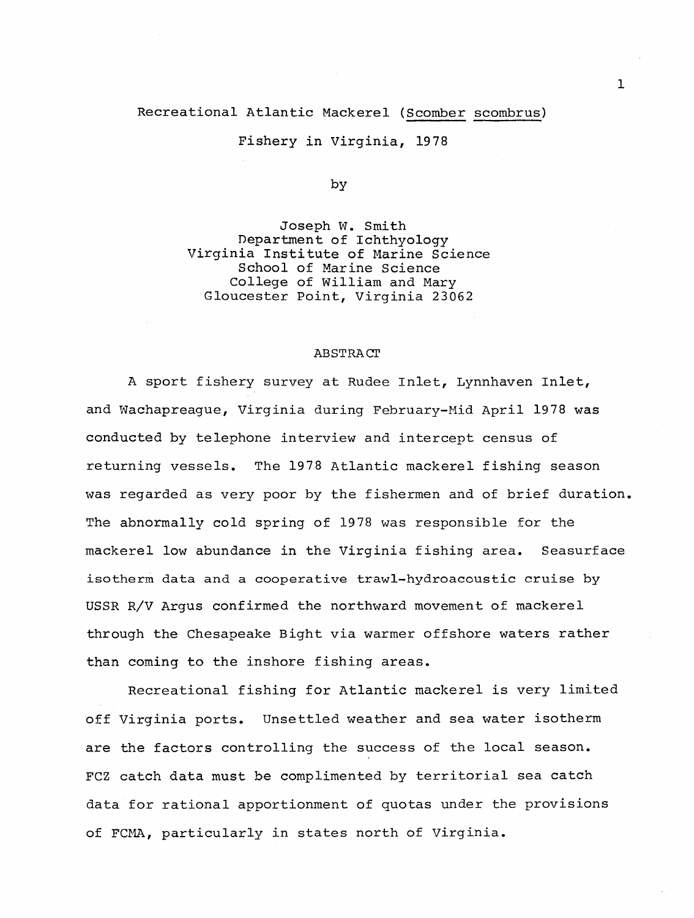# Recreational Atlantic Mackerel (<u>Scomber scombrus</u>) Fishery in Virginia, 1978

by

Joseph W. Smith
Department of Ichthyology
Virginia Institute of Marine Science
School of Marine Science
College of William and Mary
Gloucester Point, Virginia 23062

## ABSTRACT

A sport fishery survey at Rudee Inlet, Lynnhaven Inlet, and Wachapreague, Virginia during February-Mid April 1978 was conducted by telephone interview and intercept census of returning vessels. The 1978 Atlantic mackerel fishing season was regarded as very poor by the fishermen and of brief duration. The abnormally cold spring of 1978 was responsible for the mackerel low abundance in the Virginia fishing area. Seasurface isotherm data and a cooperative trawl-hydroacoustic cruise by USSR R/V Argus confirmed the northward movement of mackerel through the Chesapeake Bight via warmer offshore waters rather than coming to the inshore fishing areas.

Recreational fishing for Atlantic mackerel is very limited off Virginia ports. Unsettled weather and sea water isotherm are the factors controlling the success of the local season. FCZ catch data must be complimented by territorial sea catch data for rational apportionment of quotas under the provisions of FCMA, particularly in states north of Virginia.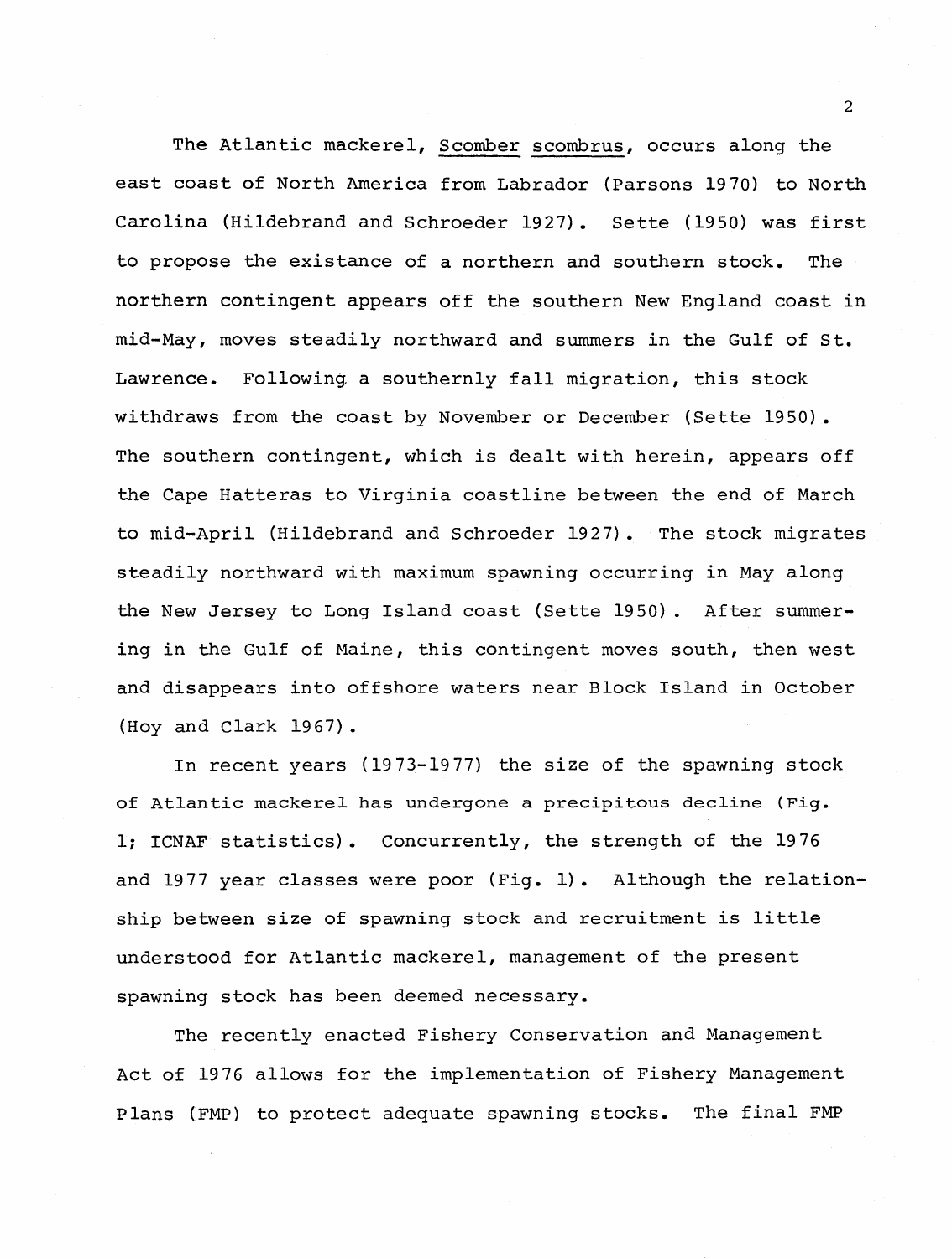The Atlantic mackerel, *Scomber scombrus*, occurs along the east coast of North America from Labrador (Parsons 1970) to North Carolina (Hildebrand and Schroeder 1927). Sette (1950) was first to propose the existance of a northern and southern stock. The northern contingent appears off the southern New England coast in mid-May, moves steadily northward and summers in the Gulf of St. Lawrence. Following a southernly fall migration, this stock withdraws from the coast by November or December (Sette 1950). The southern contingent, which is dealt with herein, appears off the Cape Hatteras to Virginia coastline between the end of March to mid-April (Hildebrand and Schroeder 1927). The stock migrates steadily northward with maximum spawning occurring in May along the New Jersey to Long Island coast (Sette 1950). After summering in the Gulf of Maine, this contingent moves south, then west and disappears into offshore waters near Block Island in October (Hoy and Clark 1967).

In recent years (1973-1977) the size of the spawning stock of Atlantic mackerel has undergone a precipitous decline (Fig. 1; ICNAF statistics). Concurrently, the strength of the 1976 and 1977 year classes were poor (Fig. 1). Although the relationship between size of spawning stock and recruitment is little understood for Atlantic mackerel, management of the present spawning stock has been deemed necessary.

The recently enacted Fishery Conservation and Management Act of 1976 allows for the implementation of Fishery Management Plans (FMP) to protect adequate spawning stocks. The final FMP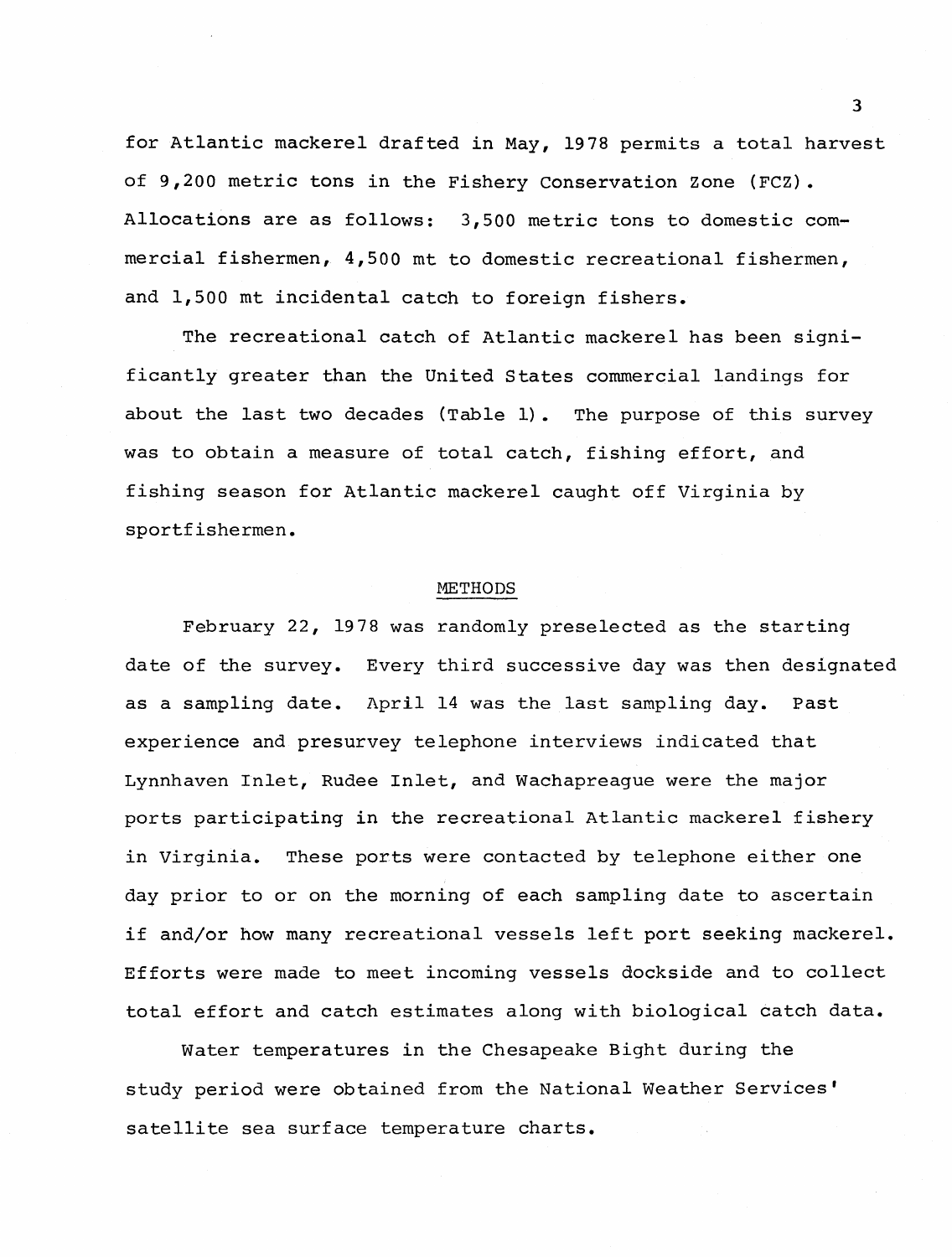for Atlantic mackerel drafted in May, 1978 permits a total harvest of 9,200 metric tons in the Fishery Conservation Zone (FCZ). Allocations are as follows: 3,500 metric tons to domestic commercial fishermen, 4,500 mt to domestic recreational fishermen, and 1,500 mt incidental catch to foreign fishers.

The recreational catch of Atlantic mackerel has been significantly greater than the United States commercial landings for about the last two decades (Table 1). The purpose of this survey was to obtain a measure of total catch, fishing effort, and fishing season for Atlantic mackerel caught off Virginia by sportfishermen.

## METHODS

February 22, 1978 was randomly preselected as the starting date of the survey. Every third successive day was then designated as a sampling date. April 14 was the last sampling day. Past experience and presurvey telephone interviews indicated that Lynnhaven Inlet, Rudee Inlet, and Wachapreague were the major ports participating in the recreational Atlantic mackerel fishery in Virginia. These ports were contacted by telephone either one day prior to or on the morning of each sampling date to ascertain if and/or how many recreational vessels left port seeking mackerel. Efforts were made to meet incoming vessels dockside and to collect total effort and catch estimates along with biological catch data.

Water temperatures in the Chesapeake Bight during the study period were obtained from the National Weather Services' satellite sea surface temperature charts.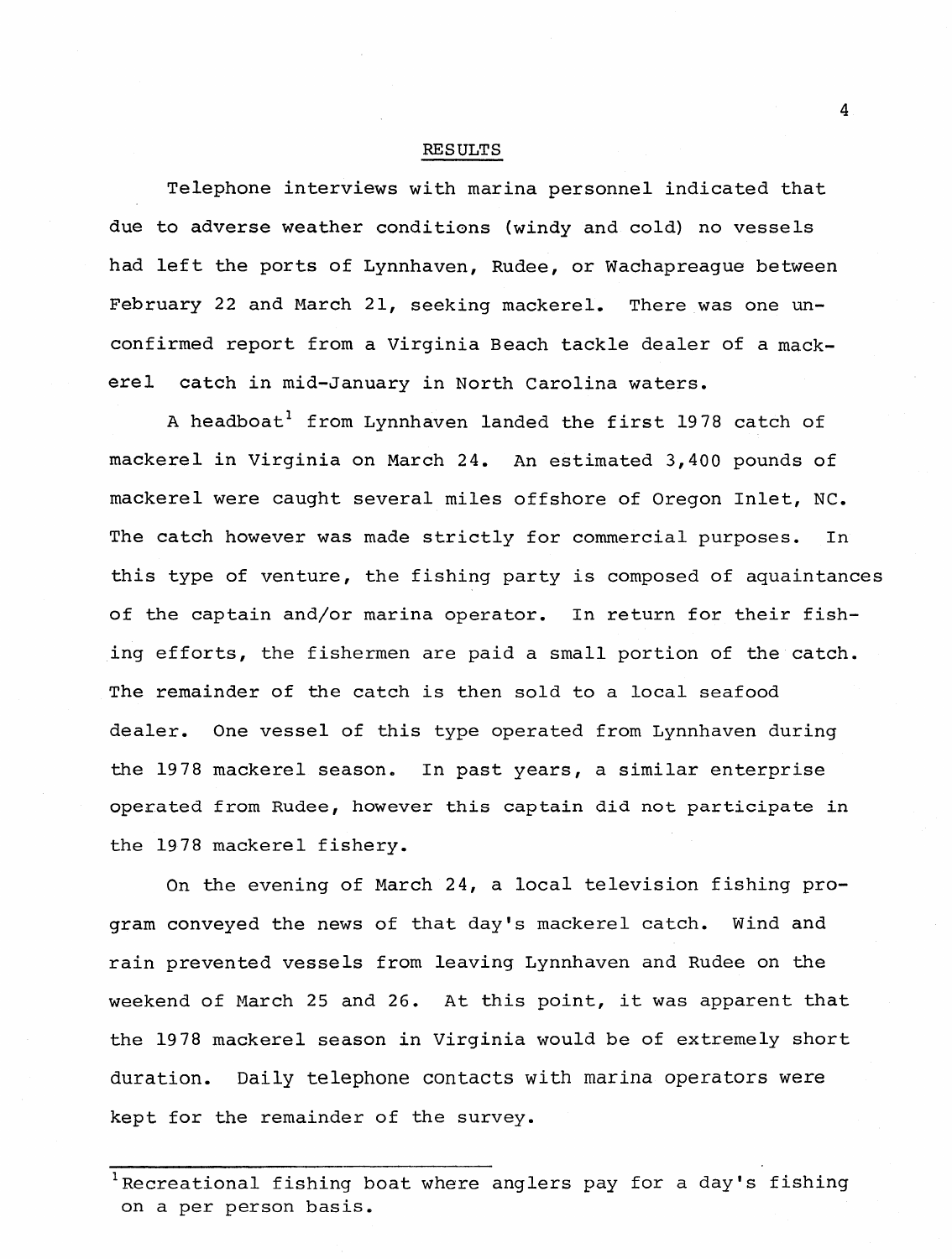## RESULTS

Telephone interviews with marina personnel indicated that due to adverse weather conditions (windy and cold) no vessels had left the ports of Lynnhaven, Rudee, or Wachapreague between February 22 and March 21, seeking mackerel. There was one unconfirmed report from a Virginia Beach tackle dealer of a mackerel catch in mid-January in North Carolina waters.

A headboat[1] from Lynnhaven landed the first 1978 catch of mackerel in Virginia on March 24. An estimated 3,400 pounds of mackerel were caught several miles offshore of Oregon Inlet, NC. The catch however was made strictly for commercial purposes. In this type of venture, the fishing party is composed of aquaintances of the captain and/or marina operator. In return for their fishing efforts, the fishermen are paid a small portion of the catch. The remainder of the catch is then sold to a local seafood dealer. One vessel of this type operated from Lynnhaven during the 1978 mackerel season. In past years, a similar enterprise operated from Rudee, however this captain did not participate in the 1978 mackerel fishery.

On the evening of March 24, a local television fishing program conveyed the news of that day's mackerel catch. Wind and rain prevented vessels from leaving Lynnhaven and Rudee on the weekend of March 25 and 26. At this point, it was apparent that the 1978 mackerel season in Virginia would be of extremely short duration. Daily telephone contacts with marina operators were kept for the remainder of the survey.

---

[1] Recreational fishing boat where anglers pay for a day's fishing on a per person basis.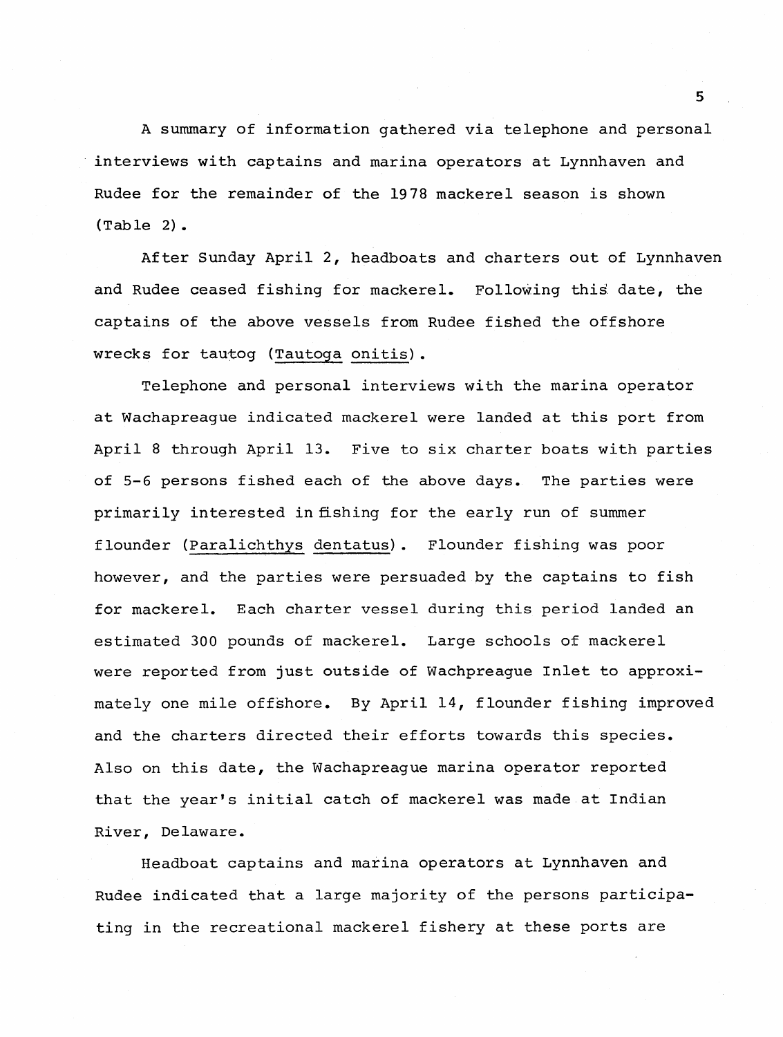A summary of information gathered via telephone and personal interviews with captains and marina operators at Lynnhaven and Rudee for the remainder of the 1978 mackerel season is shown (Table 2).

After Sunday April 2, headboats and charters out of Lynnhaven and Rudee ceased fishing for mackerel. Following this date, the captains of the above vessels from Rudee fished the offshore wrecks for tautog (Tautoga onitis).

Telephone and personal interviews with the marina operator at Wachapreague indicated mackerel were landed at this port from April 8 through April 13. Five to six charter boats with parties of 5-6 persons fished each of the above days. The parties were primarily interested in fishing for the early run of summer flounder (Paralichthys dentatus). Flounder fishing was poor however, and the parties were persuaded by the captains to fish for mackerel. Each charter vessel during this period landed an estimated 300 pounds of mackerel. Large schools of mackerel were reported from just outside of Wachpreague Inlet to approximately one mile offshore. By April 14, flounder fishing improved and the charters directed their efforts towards this species. Also on this date, the Wachapreague marina operator reported that the year's initial catch of mackerel was made at Indian River, Delaware.

Headboat captains and marina operators at Lynnhaven and Rudee indicated that a large majority of the persons participating in the recreational mackerel fishery at these ports are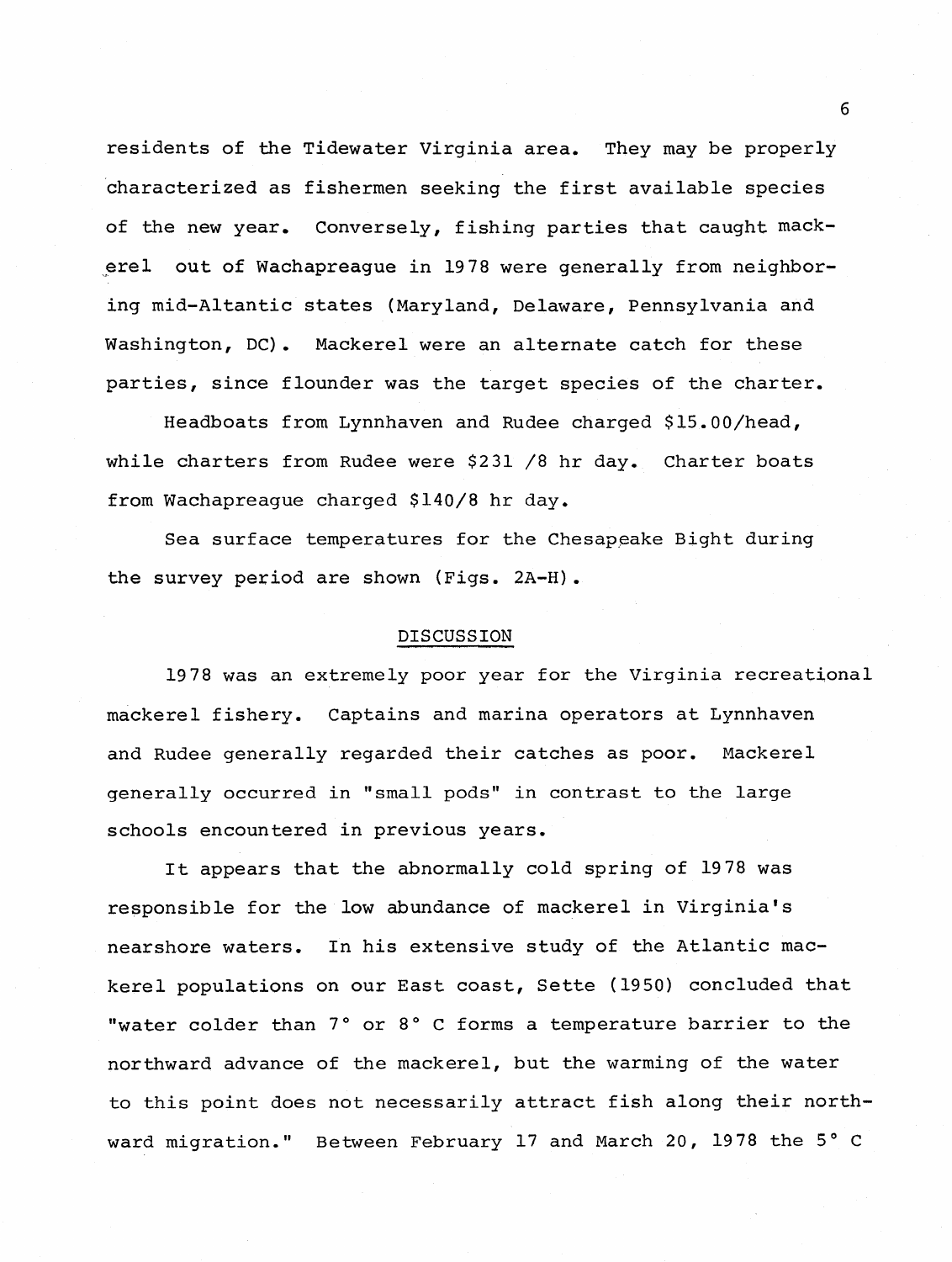residents of the Tidewater Virginia area. They may be properly characterized as fishermen seeking the first available species of the new year. Conversely, fishing parties that caught mackerel out of Wachapreague in 1978 were generally from neighboring mid-Altantic states (Maryland, Delaware, Pennsylvania and Washington, DC). Mackerel were an alternate catch for these parties, since flounder was the target species of the charter.

Headboats from Lynnhaven and Rudee charged $15.00/head, while charters from Rudee were $231 /8 hr day. Charter boats from Wachapreague charged $140/8 hr day.

Sea surface temperatures for the Chesapeake Bight during the survey period are shown (Figs. 2A-H).

## DISCUSSION

1978 was an extremely poor year for the Virginia recreational mackerel fishery. Captains and marina operators at Lynnhaven and Rudee generally regarded their catches as poor. Mackerel generally occurred in "small pods" in contrast to the large schools encountered in previous years.

It appears that the abnormally cold spring of 1978 was responsible for the low abundance of mackerel in Virginia's nearshore waters. In his extensive study of the Atlantic mackerel populations on our East coast, Sette (1950) concluded that "water colder than 7° or 8° C forms a temperature barrier to the northward advance of the mackerel, but the warming of the water to this point does not necessarily attract fish along their northward migration." Between February 17 and March 20, 1978 the 5° C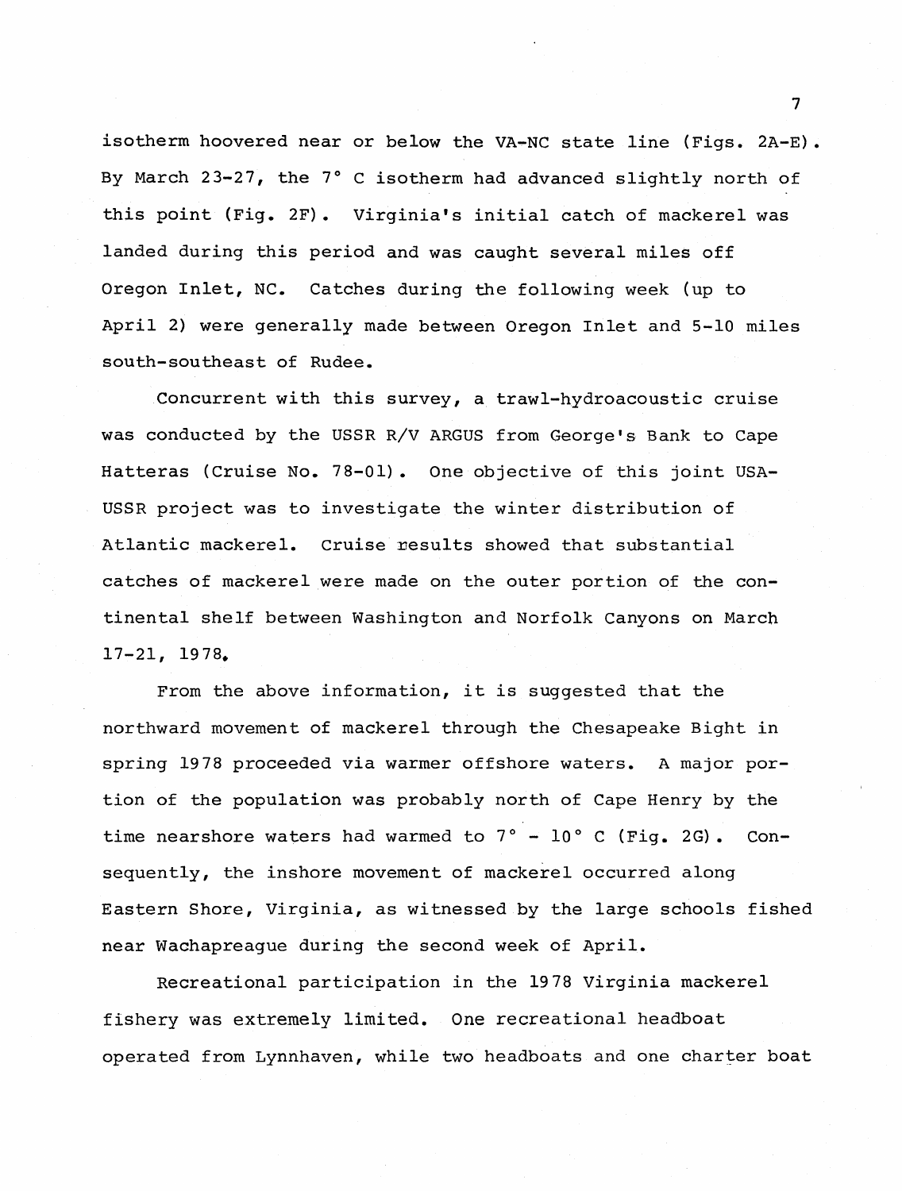isotherm hoovered near or below the VA-NC state line (Figs. 2A-E). By March 23-27, the 7° C isotherm had advanced slightly north of this point (Fig. 2F). Virginia's initial catch of mackerel was landed during this period and was caught several miles off Oregon Inlet, NC. Catches during the following week (up to April 2) were generally made between Oregon Inlet and 5-10 miles south-southeast of Rudee.

Concurrent with this survey, a trawl-hydroacoustic cruise was conducted by the USSR R/V ARGUS from George's Bank to Cape Hatteras (Cruise No. 78-01). One objective of this joint USA-USSR project was to investigate the winter distribution of Atlantic mackerel. Cruise results showed that substantial catches of mackerel were made on the outer portion of the continental shelf between Washington and Norfolk Canyons on March 17-21, 1978.

From the above information, it is suggested that the northward movement of mackerel through the Chesapeake Bight in spring 1978 proceeded via warmer offshore waters. A major portion of the population was probably north of Cape Henry by the time nearshore waters had warmed to 7° - 10° C (Fig. 2G). Consequently, the inshore movement of mackerel occurred along Eastern Shore, Virginia, as witnessed by the large schools fished near Wachapreague during the second week of April.

Recreational participation in the 1978 Virginia mackerel fishery was extremely limited. One recreational headboat operated from Lynnhaven, while two headboats and one charter boat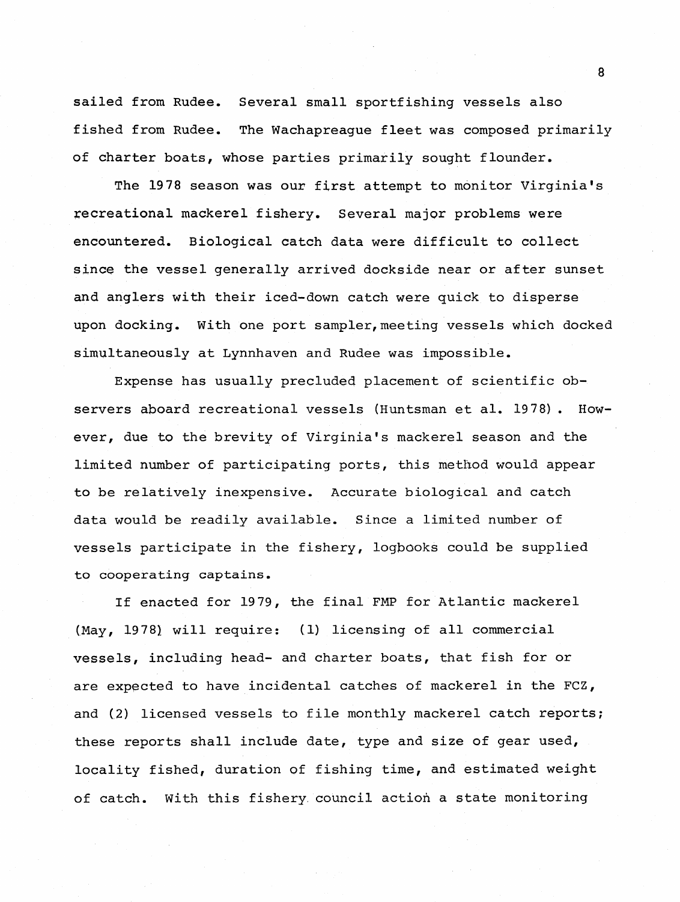sailed from Rudee. Several small sportfishing vessels also fished from Rudee. The Wachapreague fleet was composed primarily of charter boats, whose parties primarily sought flounder.

The 1978 season was our first attempt to monitor Virginia's recreational mackerel fishery. Several major problems were encountered. Biological catch data were difficult to collect since the vessel generally arrived dockside near or after sunset and anglers with their iced-down catch were quick to disperse upon docking. With one port sampler, meeting vessels which docked simultaneously at Lynnhaven and Rudee was impossible.

Expense has usually precluded placement of scientific observers aboard recreational vessels (Huntsman et al. 1978). However, due to the brevity of Virginia's mackerel season and the limited number of participating ports, this method would appear to be relatively inexpensive. Accurate biological and catch data would be readily available. Since a limited number of vessels participate in the fishery, logbooks could be supplied to cooperating captains.

If enacted for 1979, the final FMP for Atlantic mackerel (May, 1978) will require: (1) licensing of all commercial vessels, including head- and charter boats, that fish for or are expected to have incidental catches of mackerel in the FCZ, and (2) licensed vessels to file monthly mackerel catch reports; these reports shall include date, type and size of gear used, locality fished, duration of fishing time, and estimated weight of catch. With this fishery council action a state monitoring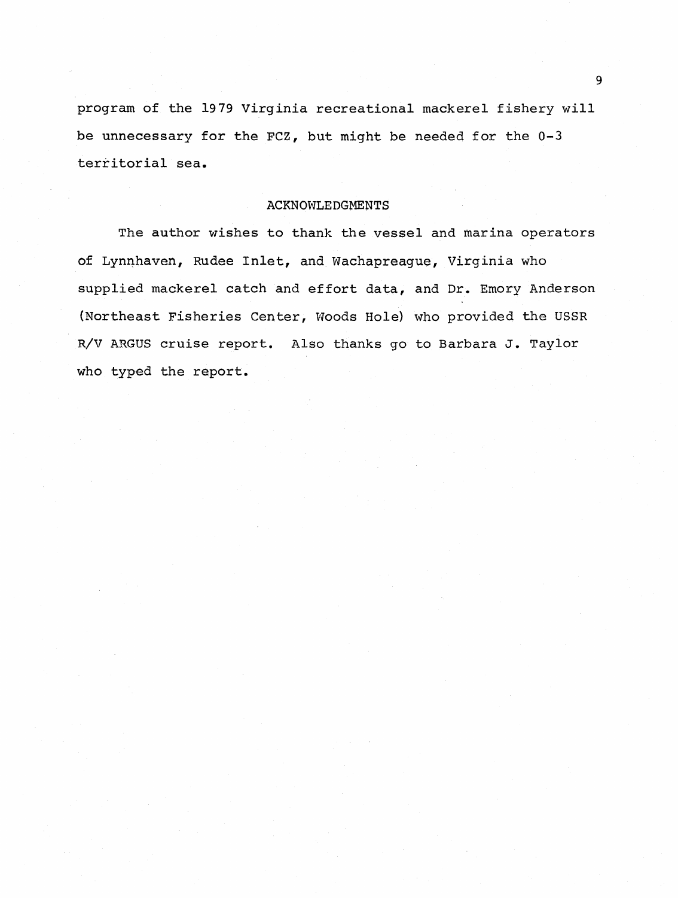program of the 1979 Virginia recreational mackerel fishery will be unnecessary for the FCZ, but might be needed for the 0-3 territorial sea.

## ACKNOWLEDGMENTS

The author wishes to thank the vessel and marina operators of Lynnhaven, Rudee Inlet, and Wachapreague, Virginia who supplied mackerel catch and effort data, and Dr. Emory Anderson (Northeast Fisheries Center, Woods Hole) who provided the USSR R/V ARGUS cruise report. Also thanks go to Barbara J. Taylor who typed the report.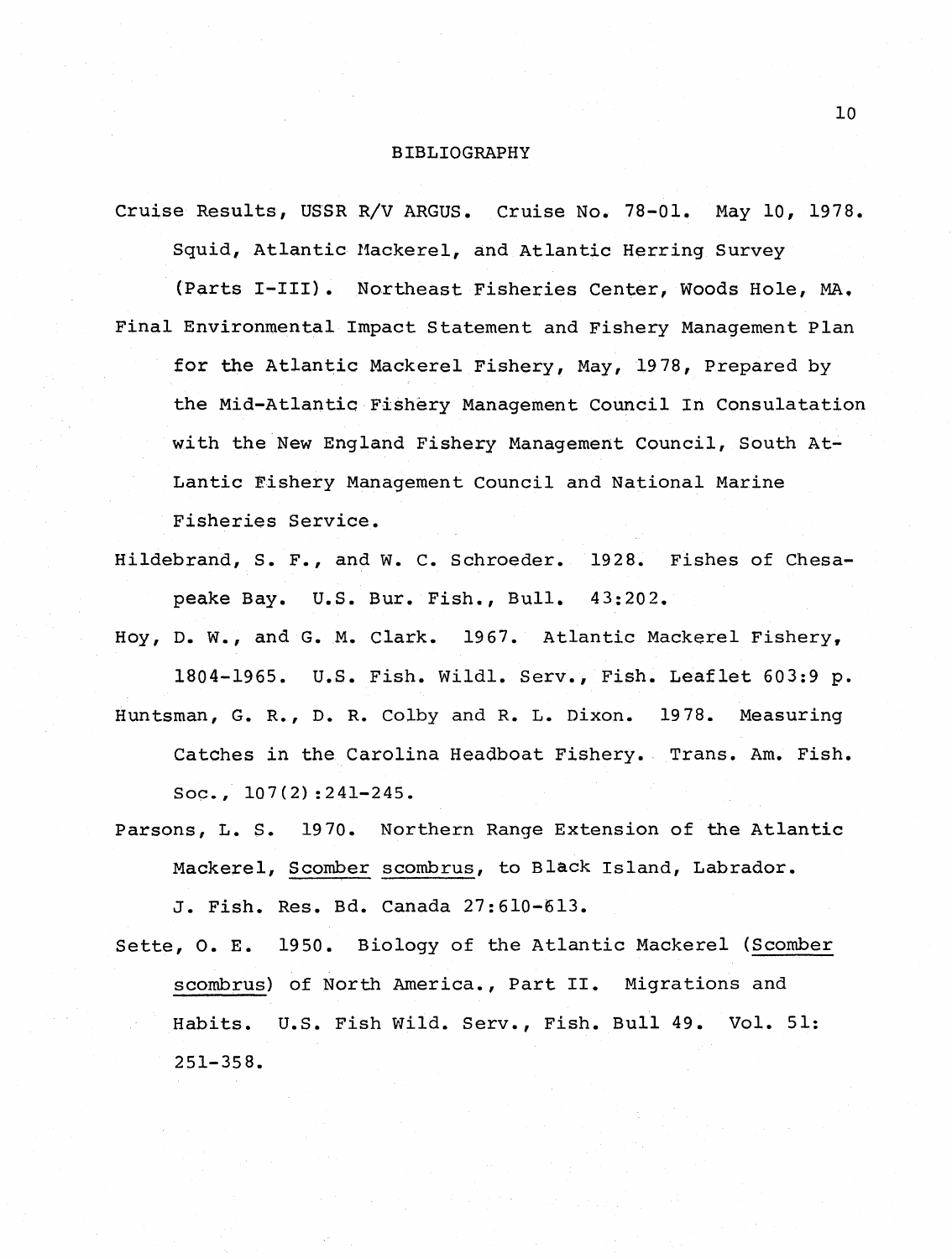# BIBLIOGRAPHY

Cruise Results, USSR R/V ARGUS. Cruise No. 78-01. May 10, 1978. Squid, Atlantic Mackerel, and Atlantic Herring Survey (Parts I-III). Northeast Fisheries Center, Woods Hole, MA.

Final Environmental Impact Statement and Fishery Management Plan for the Atlantic Mackerel Fishery, May, 1978, Prepared by the Mid-Atlantic Fishery Management Council In Consulatation with the New England Fishery Management Council, South At-Lantic Fishery Management Council and National Marine Fisheries Service.

Hildebrand, S. F., and W. C. Schroeder. 1928. Fishes of Chesapeake Bay. U.S. Bur. Fish., Bull. 43:202.

Hoy, D. W., and G. M. Clark. 1967. Atlantic Mackerel Fishery, 1804-1965. U.S. Fish. Wildl. Serv., Fish. Leaflet 603:9 p.

Huntsman, G. R., D. R. Colby and R. L. Dixon. 1978. Measuring Catches in the Carolina Headboat Fishery. Trans. Am. Fish. Soc., 107(2):241-245.

Parsons, L. S. 1970. Northern Range Extension of the Atlantic Mackerel, Scomber scombrus, to Black Island, Labrador. J. Fish. Res. Bd. Canada 27:610-613.

Sette, O. E. 1950. Biology of the Atlantic Mackerel (Scomber scombrus) of North America., Part II. Migrations and Habits. U.S. Fish Wild. Serv., Fish. Bull 49. Vol. 51: 251-358.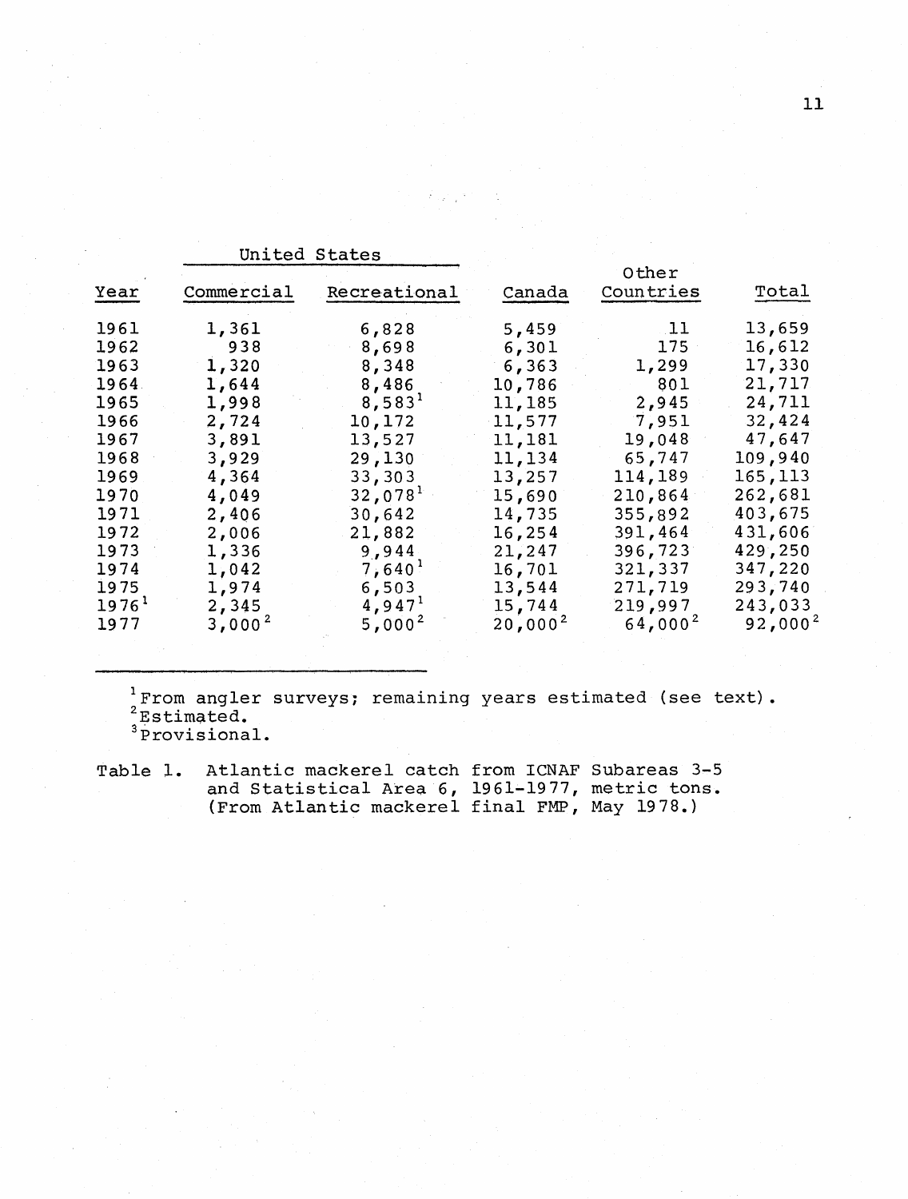| Year | United States | | Canada | Other Countries | Total |
|---|---|---|---|---|---|
| | Commercial | Recreational | | | |
| 1961 | 1,361 | 6,828 | 5,459 | 11 | 13,659 |
| 1962 | 938 | 8,698 | 6,301 | 175 | 16,612 |
| 1963 | 1,320 | 8,348 | 6,363 | 1,299 | 17,330 |
| 1964 | 1,644 | 8,486 | 10,786 | 801 | 21,717 |
| 1965 | 1,998 | 8,583[1] | 11,185 | 2,945 | 24,711 |
| 1966 | 2,724 | 10,172 | 11,577 | 7,951 | 32,424 |
| 1967 | 3,891 | 13,527 | 11,181 | 19,048 | 47,647 |
| 1968 | 3,929 | 29,130 | 11,134 | 65,747 | 109,940 |
| 1969 | 4,364 | 33,303 | 13,257 | 114,189 | 165,113 |
| 1970 | 4,049 | 32,078[1] | 15,690 | 210,864 | 262,681 |
| 1971 | 2,406 | 30,642 | 14,735 | 355,892 | 403,675 |
| 1972 | 2,006 | 21,882 | 16,254 | 391,464 | 431,606 |
| 1973 | 1,336 | 9,944 | 21,247 | 396,723 | 429,250 |
| 1974 | 1,042 | 7,640[1] | 16,701 | 321,337 | 347,220 |
| 1975 | 1,974 | 6,503 | 13,544 | 271,719 | 293,740 |
| 1976[1] | 2,345 | 4,947[1] | 15,744 | 219,997 | 243,033 |
| 1977 | 3,000[2] | 5,000[2] | 20,000[2] | 64,000[2] | 92,000[2] |

[1] From angler surveys; remaining years estimated (see text).
[2] Estimated.
[3] Provisional.

Table 1. Atlantic mackerel catch from ICNAF Subareas 3-5 and Statistical Area 6, 1961-1977, metric tons. (From Atlantic mackerel final FMP, May 1978.)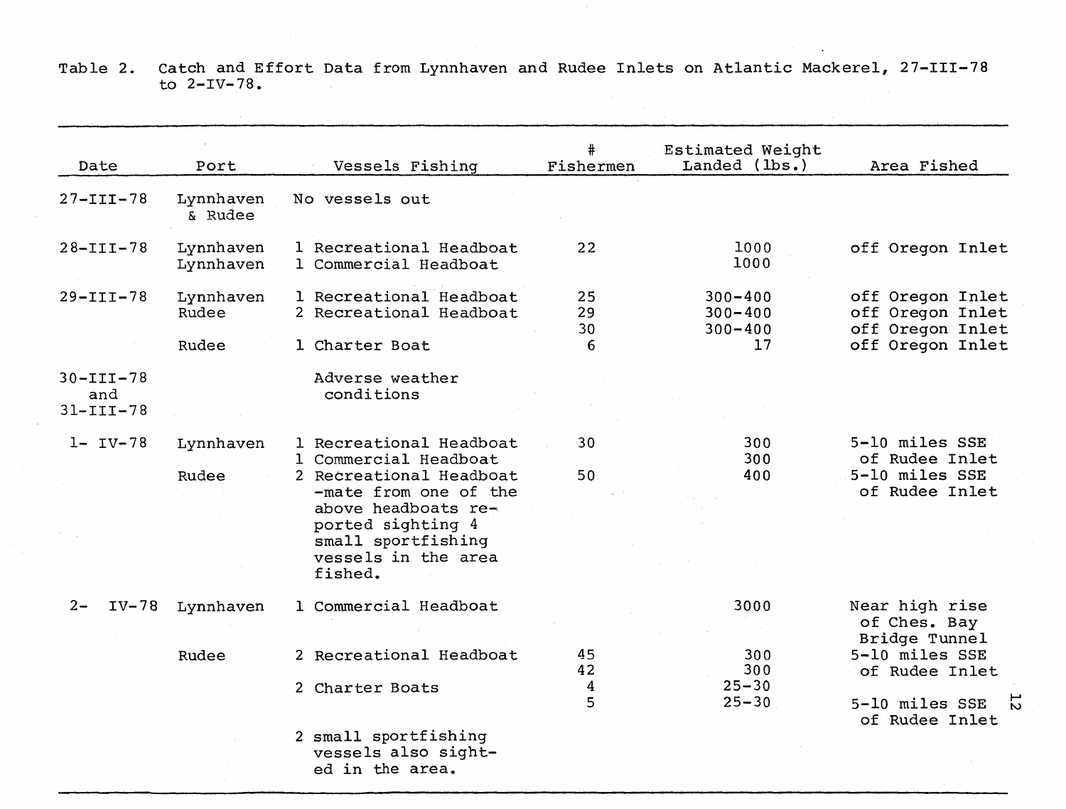Table 2. Catch and Effort Data from Lynnhaven and Rudee Inlets on Atlantic Mackerel, 27-III-78 to 2-IV-78.

| Date | Port | Vessels Fishing | # Fishermen | Estimated Weight Landed (lbs.) | Area Fished |
|---|---|---|---|---|---|
| 27-III-78 | Lynnhaven & Rudee | No vessels out | | | |
| 28-III-78 | Lynnhaven | 1 Recreational Headboat | 22 | 1000 | off Oregon Inlet |
| | Lynnhaven | 1 Commercial Headboat | | 1000 | |
| 29-III-78 | Lynnhaven | 1 Recreational Headboat | 25 | 300-400 | off Oregon Inlet |
| | Rudee | 2 Recreational Headboat | 29 | 300-400 | off Oregon Inlet |
| | | | 30 | 300-400 | off Oregon Inlet |
| | Rudee | 1 Charter Boat | 6 | 17 | off Oregon Inlet |
| 30-III-78 and 31-III-78 | | Adverse weather conditions | | | |
| 1- IV-78 | Lynnhaven | 1 Recreational Headboat | 30 | 300 | 5-10 miles SSE of Rudee Inlet |
| | | 1 Commercial Headboat | | 300 | |
| | Rudee | 2 Recreational Headboat -mate from one of the above headboats reported sighting 4 small sportfishing vessels in the area fished. | 50 | 400 | 5-10 miles SSE of Rudee Inlet |
| 2- IV-78 | Lynnhaven | 1 Commercial Headboat | | 3000 | Near high rise of Ches. Bay Bridge Tunnel |
| | Rudee | 2 Recreational Headboat | 45 | 300 | 5-10 miles SSE of Rudee Inlet |
| | | | 42 | 300 | |
| | | 2 Charter Boats | 4 | 25-30 | |
| | | | 5 | 25-30 | 5-10 miles SSE of Rudee Inlet |
| | | 2 small sportfishing vessels also sighted in the area. | | | |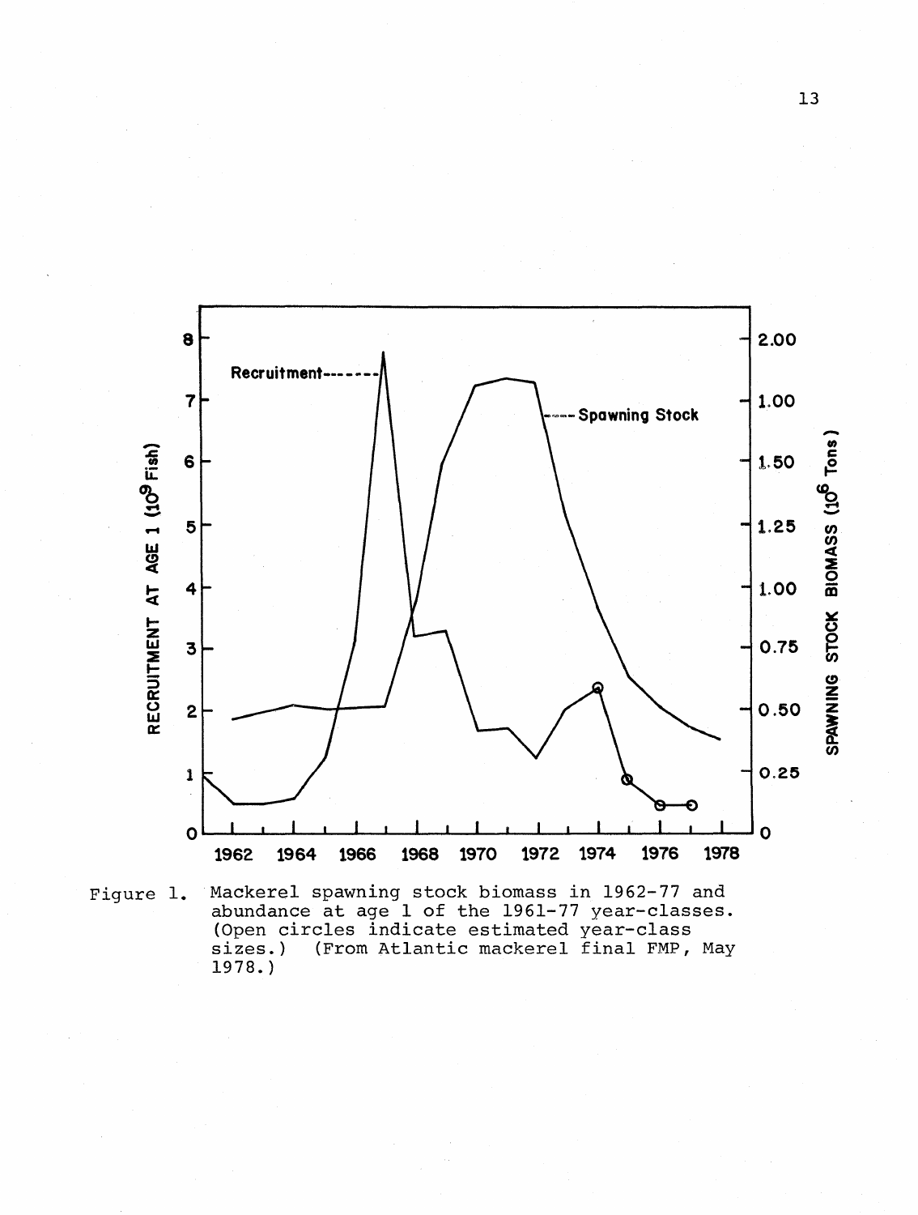Figure 1. Mackerel spawning stock biomass in 1962-77 and abundance at age 1 of the 1961-77 year-classes. (Open circles indicate estimated year-class sizes.) (From Atlantic mackerel final FMP, May 1978.)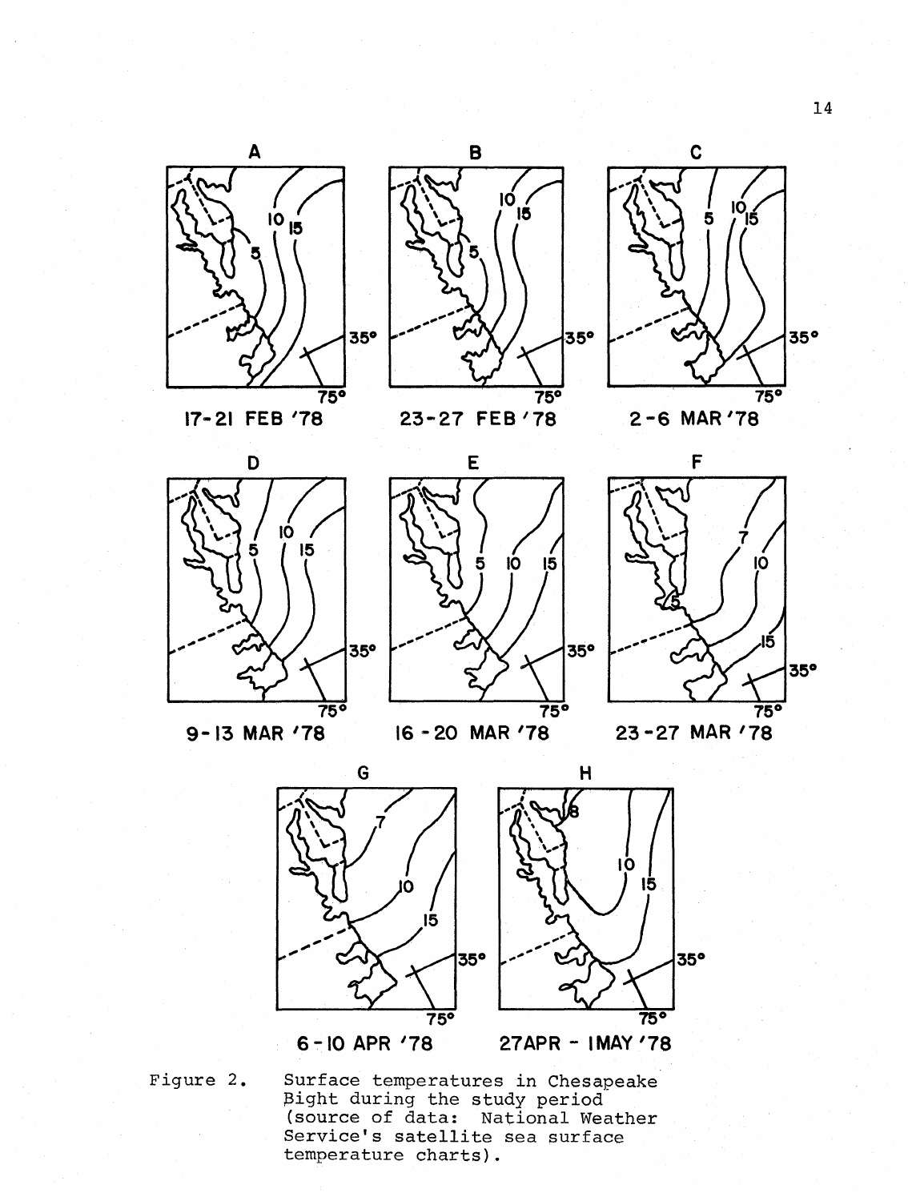A

10 15 5

35°

75°

17-21 FEB '78

B

10 15 5

35°

75°

23-27 FEB '78

C

5 10 15

35°

75°

2-6 MAR '78

D

10 5 15

35°

75°

9-13 MAR '78

E

5 10 15

35°

75°

16 - 20 MAR '78

F

7 10 5 15

35°

75°

23-27 MAR '78

G

7 10 15

35°

75°

6-10 APR '78

H

8 10 15

35°

75°

27APR - 1MAY '78

Figure 2. Surface temperatures in Chesapeake Bight during the study period (source of data: National Weather Service's satellite sea surface temperature charts).